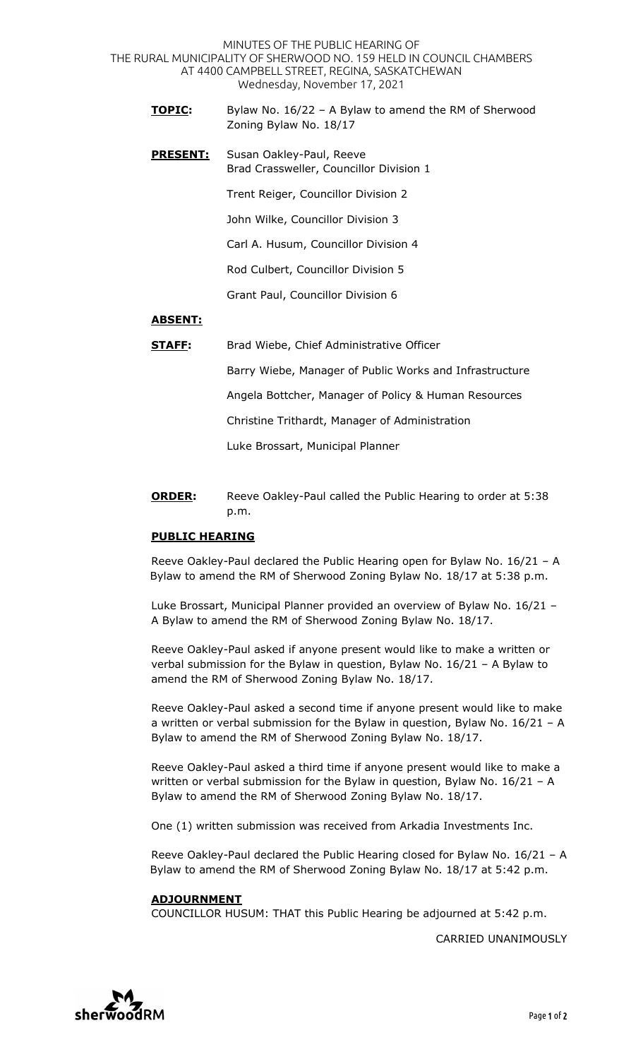MINUTES OF THE PUBLIC HEARING OF
THE RURAL MUNICIPALITY OF SHERWOOD NO. 159 HELD IN COUNCIL CHAMBERS
AT 4400 CAMPBELL STREET, REGINA, SASKATCHEWAN
Wednesday, November 17, 2021

**TOPIC:** Bylaw No. 16/22 – A Bylaw to amend the RM of Sherwood Zoning Bylaw No. 18/17

**PRESENT:** Susan Oakley-Paul, Reeve
Brad Crassweller, Councillor Division 1

Trent Reiger, Councillor Division 2

John Wilke, Councillor Division 3

Carl A. Husum, Councillor Division 4

Rod Culbert, Councillor Division 5

Grant Paul, Councillor Division 6

**ABSENT:**

**STAFF:** Brad Wiebe, Chief Administrative Officer

Barry Wiebe, Manager of Public Works and Infrastructure

Angela Bottcher, Manager of Policy & Human Resources

Christine Trithardt, Manager of Administration

Luke Brossart, Municipal Planner

**ORDER:** Reeve Oakley-Paul called the Public Hearing to order at 5:38 p.m.

## PUBLIC HEARING

Reeve Oakley-Paul declared the Public Hearing open for Bylaw No. 16/21 – A Bylaw to amend the RM of Sherwood Zoning Bylaw No. 18/17 at 5:38 p.m.

Luke Brossart, Municipal Planner provided an overview of Bylaw No. 16/21 – A Bylaw to amend the RM of Sherwood Zoning Bylaw No. 18/17.

Reeve Oakley-Paul asked if anyone present would like to make a written or verbal submission for the Bylaw in question, Bylaw No. 16/21 – A Bylaw to amend the RM of Sherwood Zoning Bylaw No. 18/17.

Reeve Oakley-Paul asked a second time if anyone present would like to make a written or verbal submission for the Bylaw in question, Bylaw No. 16/21 – A Bylaw to amend the RM of Sherwood Zoning Bylaw No. 18/17.

Reeve Oakley-Paul asked a third time if anyone present would like to make a written or verbal submission for the Bylaw in question, Bylaw No. 16/21 – A Bylaw to amend the RM of Sherwood Zoning Bylaw No. 18/17.

One (1) written submission was received from Arkadia Investments Inc.

Reeve Oakley-Paul declared the Public Hearing closed for Bylaw No. 16/21 – A Bylaw to amend the RM of Sherwood Zoning Bylaw No. 18/17 at 5:42 p.m.

## ADJOURNMENT

COUNCILLOR HUSUM: THAT this Public Hearing be adjourned at 5:42 p.m.

CARRIED UNANIMOUSLY

sherwoodRM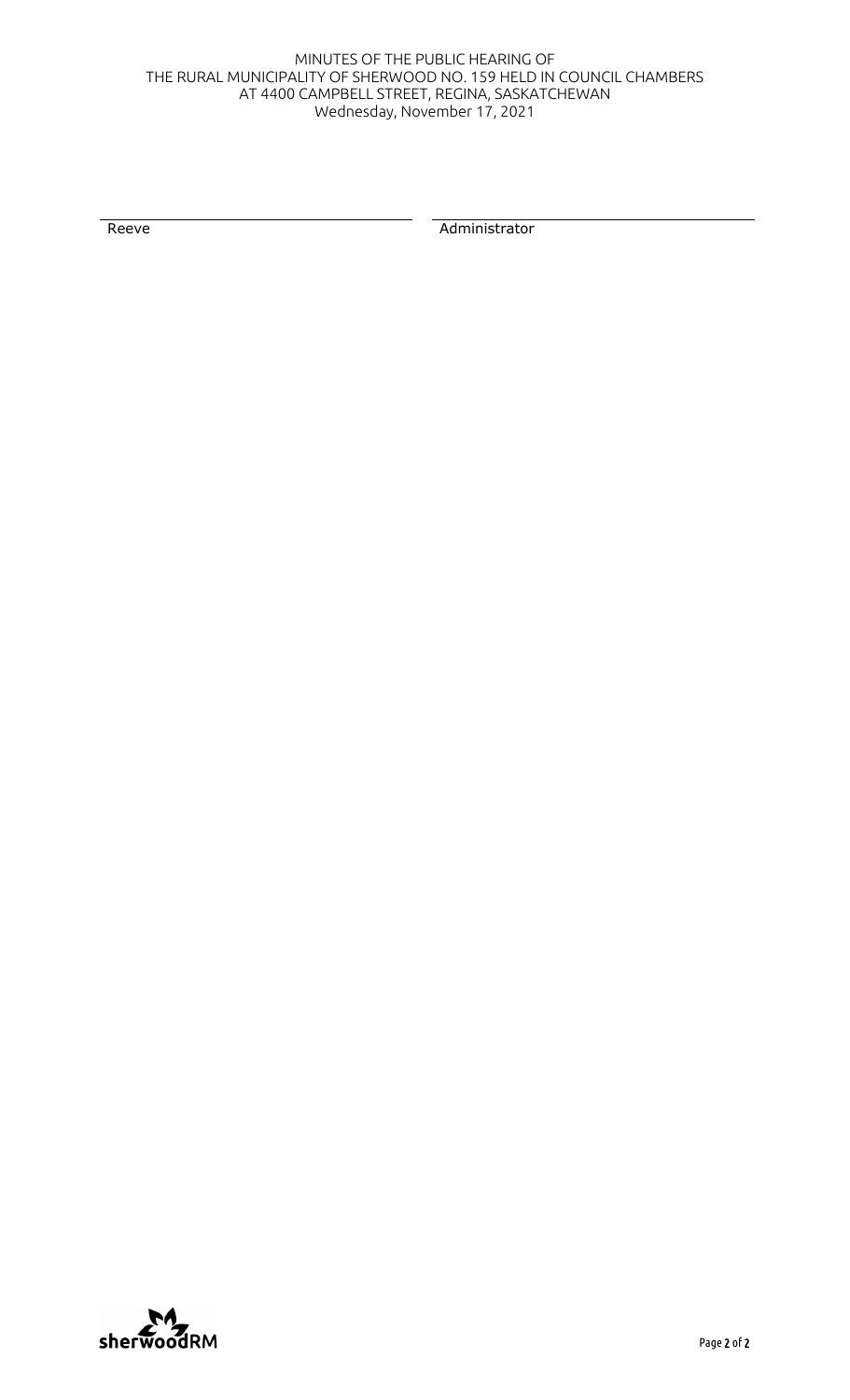Reeve

Administrator